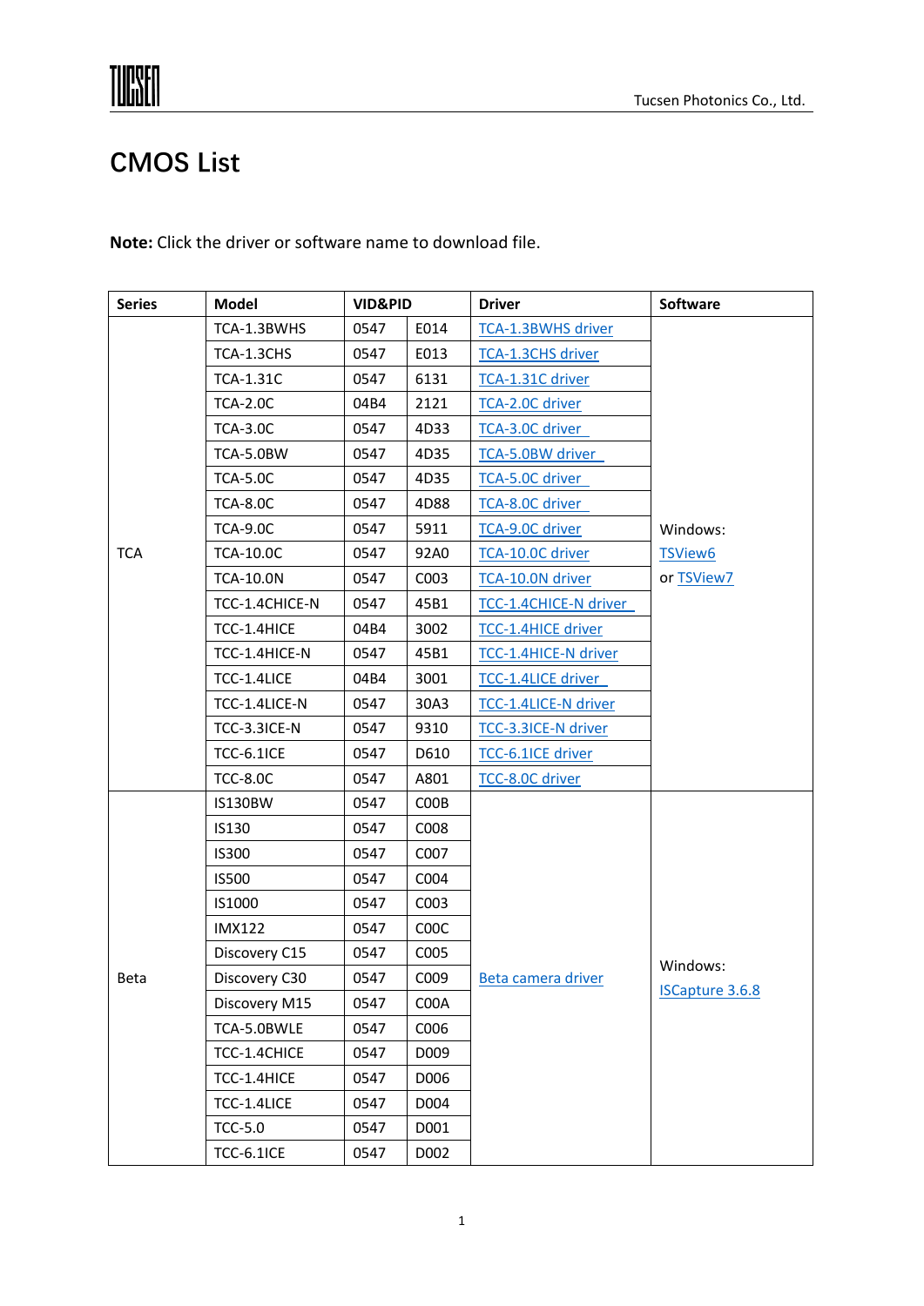# CMOS List

**Note:** Click the driver or software name to download file.

| Series | Model | VID&PID | | Driver | Software |
|---|---|---|---|---|---|
| TCA | TCA-1.3BWHS | 0547 | E014 | TCA-1.3BWHS driver | Windows: TSView6 or TSView7 |
| | TCA-1.3CHS | 0547 | E013 | TCA-1.3CHS driver | |
| | TCA-1.31C | 0547 | 6131 | TCA-1.31C driver | |
| | TCA-2.0C | 04B4 | 2121 | TCA-2.0C driver | |
| | TCA-3.0C | 0547 | 4D33 | TCA-3.0C driver | |
| | TCA-5.0BW | 0547 | 4D35 | TCA-5.0BW driver | |
| | TCA-5.0C | 0547 | 4D35 | TCA-5.0C driver | |
| | TCA-8.0C | 0547 | 4D88 | TCA-8.0C driver | |
| | TCA-9.0C | 0547 | 5911 | TCA-9.0C driver | |
| | TCA-10.0C | 0547 | 92A0 | TCA-10.0C driver | |
| | TCA-10.0N | 0547 | C003 | TCA-10.0N driver | |
| | TCC-1.4CHICE-N | 0547 | 45B1 | TCC-1.4CHICE-N driver | |
| | TCC-1.4HICE | 04B4 | 3002 | TCC-1.4HICE driver | |
| | TCC-1.4HICE-N | 0547 | 45B1 | TCC-1.4HICE-N driver | |
| | TCC-1.4LICE | 04B4 | 3001 | TCC-1.4LICE driver | |
| | TCC-1.4LICE-N | 0547 | 30A3 | TCC-1.4LICE-N driver | |
| | TCC-3.3ICE-N | 0547 | 9310 | TCC-3.3ICE-N driver | |
| | TCC-6.1ICE | 0547 | D610 | TCC-6.1ICE driver | |
| | TCC-8.0C | 0547 | A801 | TCC-8.0C driver | |
| Beta | IS130BW | 0547 | C00B | Beta camera driver | Windows: ISCapture 3.6.8 |
| | IS130 | 0547 | C008 | | |
| | IS300 | 0547 | C007 | | |
| | IS500 | 0547 | C004 | | |
| | IS1000 | 0547 | C003 | | |
| | IMX122 | 0547 | C00C | | |
| | Discovery C15 | 0547 | C005 | | |
| | Discovery C30 | 0547 | C009 | | |
| | Discovery M15 | 0547 | C00A | | |
| | TCA-5.0BWLE | 0547 | C006 | | |
| | TCC-1.4CHICE | 0547 | D009 | | |
| | TCC-1.4HICE | 0547 | D006 | | |
| | TCC-1.4LICE | 0547 | D004 | | |
| | TCC-5.0 | 0547 | D001 | | |
| | TCC-6.1ICE | 0547 | D002 | | |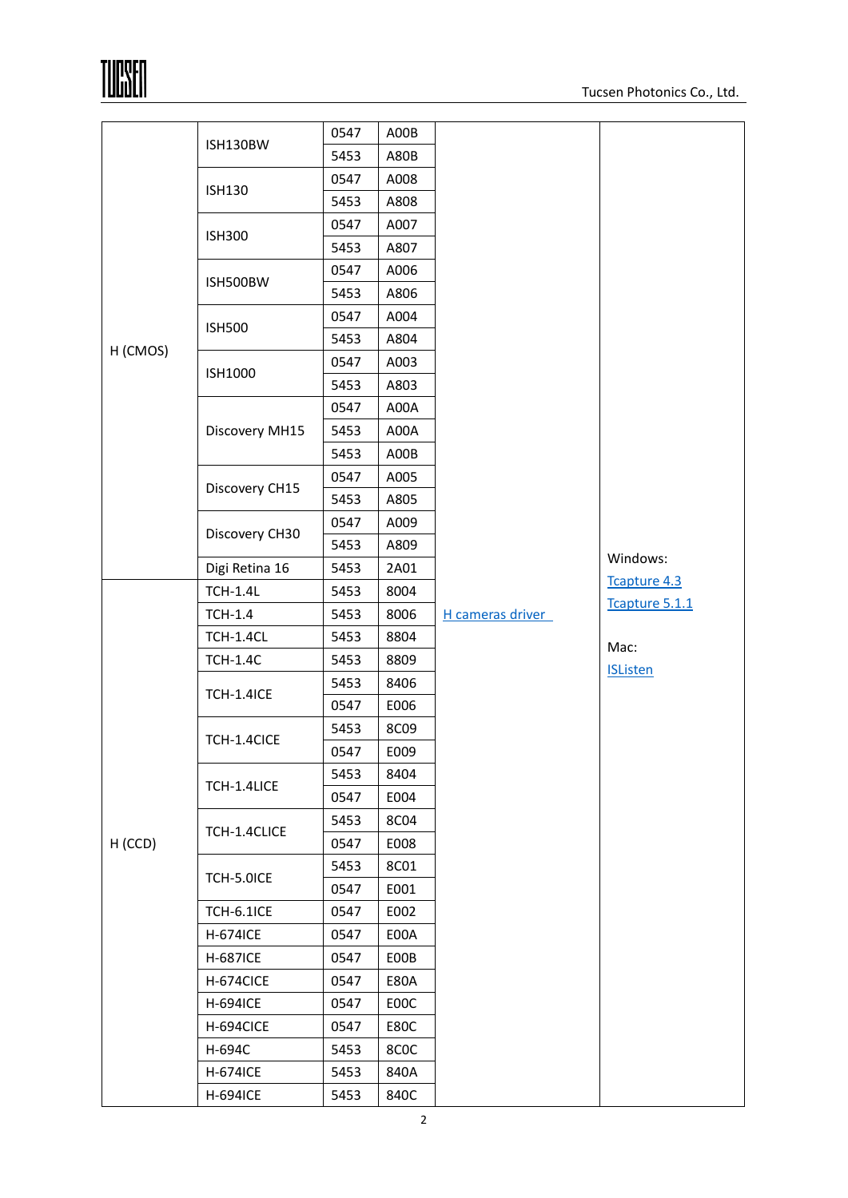| | | | | | |
|---|---|---|---|---|---|
| H (CMOS) | ISH130BW | 0547 | A00B | H cameras driver | Windows: Tcapture 4.3 Tcapture 5.1.1 Mac: ISListen |
| | | 5453 | A80B | | |
| | ISH130 | 0547 | A008 | | |
| | | 5453 | A808 | | |
| | ISH300 | 0547 | A007 | | |
| | | 5453 | A807 | | |
| | ISH500BW | 0547 | A006 | | |
| | | 5453 | A806 | | |
| | ISH500 | 0547 | A004 | | |
| | | 5453 | A804 | | |
| | ISH1000 | 0547 | A003 | | |
| | | 5453 | A803 | | |
| | Discovery MH15 | 0547 | A00A | | |
| | | 5453 | A00A | | |
| | | 5453 | A00B | | |
| | Discovery CH15 | 0547 | A005 | | |
| | | 5453 | A805 | | |
| | Discovery CH30 | 0547 | A009 | | |
| | | 5453 | A809 | | |
| | Digi Retina 16 | 5453 | 2A01 | | |
| H (CCD) | TCH-1.4L | 5453 | 8004 | | |
| | TCH-1.4 | 5453 | 8006 | | |
| | TCH-1.4CL | 5453 | 8804 | | |
| | TCH-1.4C | 5453 | 8809 | | |
| | TCH-1.4ICE | 5453 | 8406 | | |
| | | 0547 | E006 | | |
| | TCH-1.4CICE | 5453 | 8C09 | | |
| | | 0547 | E009 | | |
| | TCH-1.4LICE | 5453 | 8404 | | |
| | | 0547 | E004 | | |
| | TCH-1.4CLICE | 5453 | 8C04 | | |
| | | 0547 | E008 | | |
| | TCH-5.0ICE | 5453 | 8C01 | | |
| | | 0547 | E001 | | |
| | TCH-6.1ICE | 0547 | E002 | | |
| | H-674ICE | 0547 | E00A | | |
| | H-687ICE | 0547 | E00B | | |
| | H-674CICE | 0547 | E80A | | |
| | H-694ICE | 0547 | E00C | | |
| | H-694CICE | 0547 | E80C | | |
| | H-694C | 5453 | 8C0C | | |
| | H-674ICE | 5453 | 840A | | |
| | H-694ICE | 5453 | 840C | | |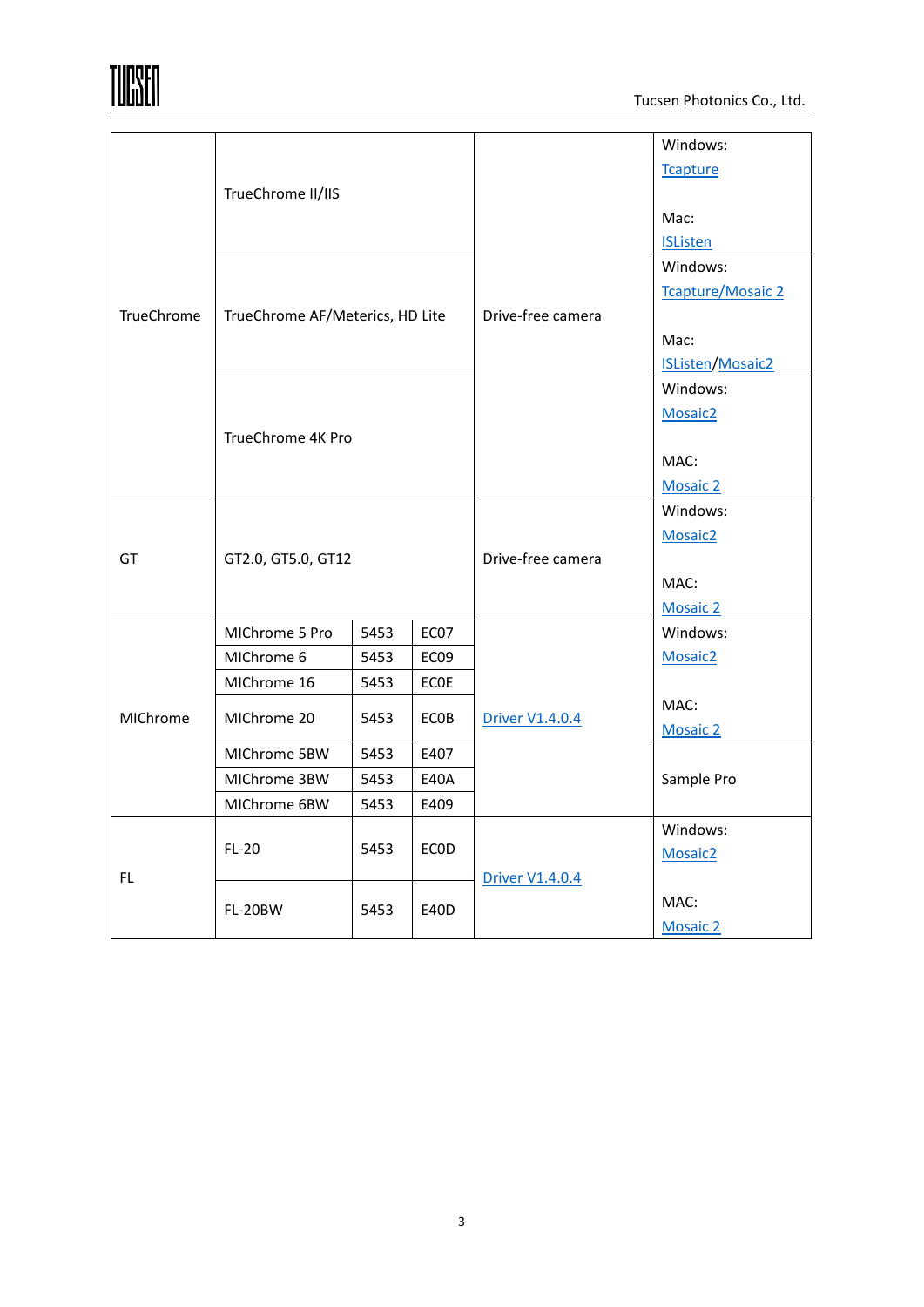| | | | | | |
|---|---|---|---|---|---|
| TrueChrome | TrueChrome II/IIS | | | Drive-free camera | Windows: Tcapture<br><br>Mac: ISListen |
| | TrueChrome AF/Meterics, HD Lite | | | | Windows: Tcapture/Mosaic 2<br><br>Mac: ISListen/Mosaic2 |
| | TrueChrome 4K Pro | | | | Windows: Mosaic2<br><br>MAC: Mosaic 2 |
| GT | GT2.0, GT5.0, GT12 | | | Drive-free camera | Windows: Mosaic2<br><br>MAC: Mosaic 2 |
| MIChrome | MIChrome 5 Pro | 5453 | EC07 | Driver V1.4.0.4 | Windows: Mosaic2<br><br>MAC: Mosaic 2 |
| | MIChrome 6 | 5453 | EC09 | | |
| | MIChrome 16 | 5453 | EC0E | | |
| | MIChrome 20 | 5453 | EC0B | | |
| | MIChrome 5BW | 5453 | E407 | | Sample Pro |
| | MIChrome 3BW | 5453 | E40A | | |
| | MIChrome 6BW | 5453 | E409 | | |
| FL | FL-20 | 5453 | EC0D | Driver V1.4.0.4 | Windows: Mosaic2<br><br>MAC: Mosaic 2 |
| | FL-20BW | 5453 | E40D | | |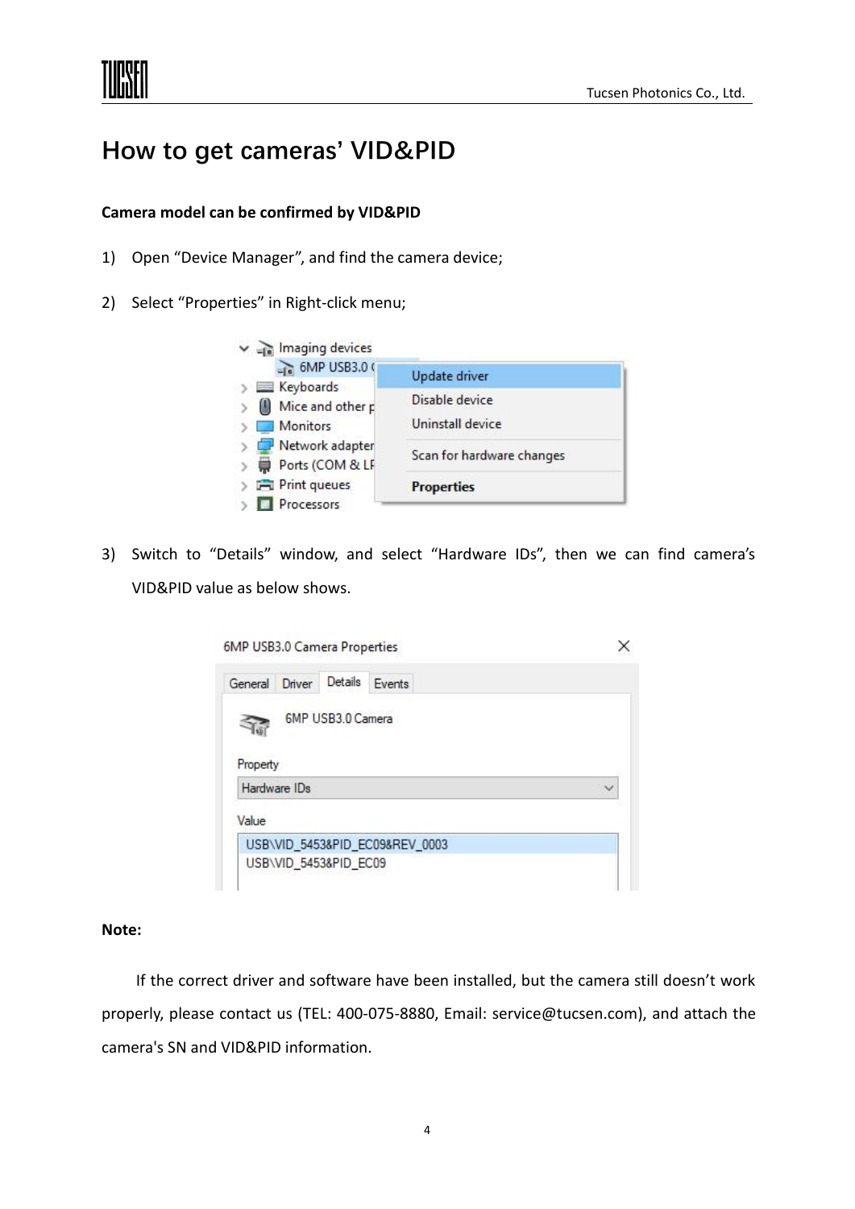# How to get cameras' VID&PID

**Camera model can be confirmed by VID&PID**

1) Open "Device Manager", and find the camera device;

2) Select "Properties" in Right-click menu;

3) Switch to "Details" window, and select "Hardware IDs", then we can find camera's VID&PID value as below shows.

**Note:**

If the correct driver and software have been installed, but the camera still doesn't work properly, please contact us (TEL: 400-075-8880, Email: service@tucsen.com), and attach the camera's SN and VID&PID information.